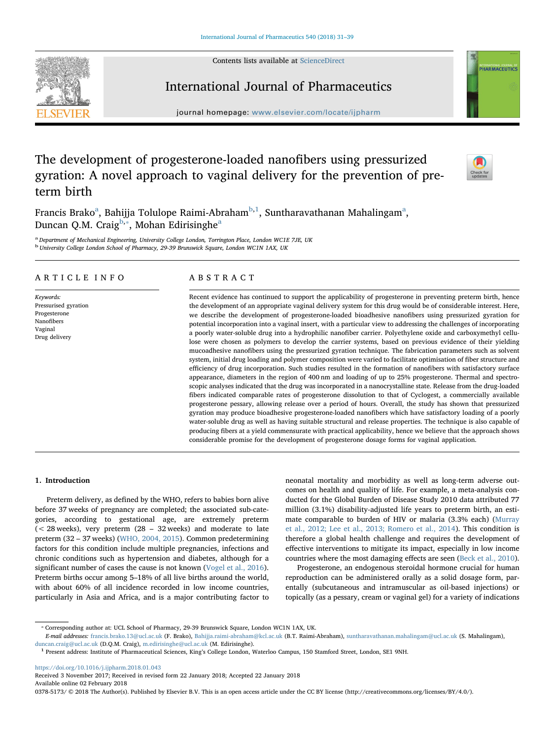# The development of progesterone-loaded nanofibers using pressurized gyration: A novel approach to vaginal delivery for the prevention of pre-term birth

Francis Brako[a], Bahijja Tolulope Raimi-Abraham[b,1], Suntharavathanan Mahalingam[a], Duncan Q.M. Craig[b,*], Mohan Edirisinghe[a]

[a] Department of Mechanical Engineering, University College London, Torrington Place, London WC1E 7JE, UK
[b] University College London School of Pharmacy, 29-39 Brunswick Square, London WC1N 1AX, UK

## ARTICLE INFO

*Keywords:*
Pressurised gyration
Progesterone
Nanofibers
Vaginal
Drug delivery

## ABSTRACT

Recent evidence has continued to support the applicability of progesterone in preventing preterm birth, hence the development of an appropriate vaginal delivery system for this drug would be of considerable interest. Here, we describe the development of progesterone-loaded bioadhesive nanofibers using pressurized gyration for potential incorporation into a vaginal insert, with a particular view to addressing the challenges of incorporating a poorly water-soluble drug into a hydrophilic nanofiber carrier. Polyethylene oxide and carboxymethyl cellulose were chosen as polymers to develop the carrier systems, based on previous evidence of their yielding mucoadhesive nanofibers using the pressurized gyration technique. The fabrication parameters such as solvent system, initial drug loading and polymer composition were varied to facilitate optimisation of fiber structure and efficiency of drug incorporation. Such studies resulted in the formation of nanofibers with satisfactory surface appearance, diameters in the region of 400 nm and loading of up to 25% progesterone. Thermal and spectroscopic analyses indicated that the drug was incorporated in a nanocrystalline state. Release from the drug-loaded fibers indicated comparable rates of progesterone dissolution to that of Cyclogest, a commercially available progesterone pessary, allowing release over a period of hours. Overall, the study has shown that pressurized gyration may produce bioadhesive progesterone-loaded nanofibers which have satisfactory loading of a poorly water-soluble drug as well as having suitable structural and release properties. The technique is also capable of producing fibers at a yield commensurate with practical applicability, hence we believe that the approach shows considerable promise for the development of progesterone dosage forms for vaginal application.

## 1. Introduction

Preterm delivery, as defined by the WHO, refers to babies born alive before 37 weeks of pregnancy are completed; the associated sub-categories, according to gestational age, are extremely preterm (< 28 weeks), very preterm (28 – 32 weeks) and moderate to late preterm (32 – 37 weeks) (WHO, 2004, 2015). Common predetermining factors for this condition include multiple pregnancies, infections and chronic conditions such as hypertension and diabetes, although for a significant number of cases the cause is not known (Vogel et al., 2016). Preterm births occur among 5–18% of all live births around the world, with about 60% of all incidence recorded in low income countries, particularly in Asia and Africa, and is a major contributing factor to neonatal mortality and morbidity as well as long-term adverse outcomes on health and quality of life. For example, a meta-analysis conducted for the Global Burden of Disease Study 2010 data attributed 77 million (3.1%) disability-adjusted life years to preterm birth, an estimate comparable to burden of HIV or malaria (3.3% each) (Murray et al., 2012; Lee et al., 2013; Romero et al., 2014). This condition is therefore a global health challenge and requires the development of effective interventions to mitigate its impact, especially in low income countries where the most damaging effects are seen (Beck et al., 2010).

Progesterone, an endogenous steroidal hormone crucial for human reproduction can be administered orally as a solid dosage form, parentally (subcutaneous and intramuscular as oil-based injections) or topically (as a pessary, cream or vaginal gel) for a variety of indications

---

* Corresponding author at: UCL School of Pharmacy, 29-39 Brunswick Square, London WC1N 1AX, UK.
*E-mail addresses:* francis.brako.13@ucl.ac.uk (F. Brako), Bahijja.raimi-abraham@kcl.ac.uk (B.T. Raimi-Abraham), suntharavathanan.mahalingam@ucl.ac.uk (S. Mahalingam), duncan.craig@ucl.ac.uk (D.Q.M. Craig), m.edirisinghe@ucl.ac.uk (M. Edirisinghe).
[1] Present address: Institute of Pharmaceutical Sciences, King's College London, Waterloo Campus, 150 Stamford Street, London, SE1 9NH.

https://doi.org/10.1016/j.ijpharm.2018.01.043
Received 3 November 2017; Received in revised form 22 January 2018; Accepted 22 January 2018
Available online 02 February 2018
0378-5173/ © 2018 The Author(s). Published by Elsevier B.V. This is an open access article under the CC BY license (http://creativecommons.org/licenses/BY/4.0/).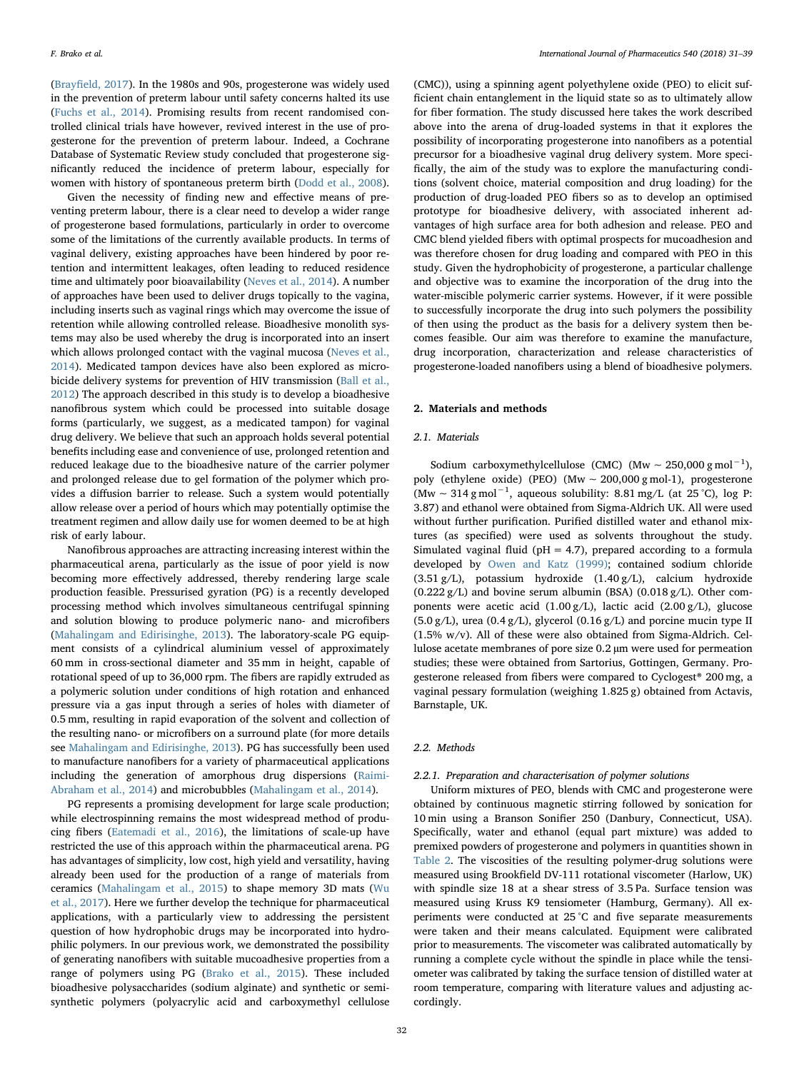(Brayfield, 2017). In the 1980s and 90s, progesterone was widely used in the prevention of preterm labour until safety concerns halted its use (Fuchs et al., 2014). Promising results from recent randomised controlled clinical trials have however, revived interest in the use of progesterone for the prevention of preterm labour. Indeed, a Cochrane Database of Systematic Review study concluded that progesterone significantly reduced the incidence of preterm labour, especially for women with history of spontaneous preterm birth (Dodd et al., 2008).

Given the necessity of finding new and effective means of preventing preterm labour, there is a clear need to develop a wider range of progesterone based formulations, particularly in order to overcome some of the limitations of the currently available products. In terms of vaginal delivery, existing approaches have been hindered by poor retention and intermittent leakages, often leading to reduced residence time and ultimately poor bioavailability (Neves et al., 2014). A number of approaches have been used to deliver drugs topically to the vagina, including inserts such as vaginal rings which may overcome the issue of retention while allowing controlled release. Bioadhesive monolith systems may also be used whereby the drug is incorporated into an insert which allows prolonged contact with the vaginal mucosa (Neves et al., 2014). Medicated tampon devices have also been explored as microbicide delivery systems for prevention of HIV transmission (Ball et al., 2012) The approach described in this study is to develop a bioadhesive nanofibrous system which could be processed into suitable dosage forms (particularly, we suggest, as a medicated tampon) for vaginal drug delivery. We believe that such an approach holds several potential benefits including ease and convenience of use, prolonged retention and reduced leakage due to the bioadhesive nature of the carrier polymer and prolonged release due to gel formation of the polymer which provides a diffusion barrier to release. Such a system would potentially allow release over a period of hours which may potentially optimise the treatment regimen and allow daily use for women deemed to be at high risk of early labour.

Nanofibrous approaches are attracting increasing interest within the pharmaceutical arena, particularly as the issue of poor yield is now becoming more effectively addressed, thereby rendering large scale production feasible. Pressurised gyration (PG) is a recently developed processing method which involves simultaneous centrifugal spinning and solution blowing to produce polymeric nano- and microfibers (Mahalingam and Edirisinghe, 2013). The laboratory-scale PG equipment consists of a cylindrical aluminium vessel of approximately 60 mm in cross-sectional diameter and 35 mm in height, capable of rotational speed of up to 36,000 rpm. The fibers are rapidly extruded as a polymeric solution under conditions of high rotation and enhanced pressure via a gas input through a series of holes with diameter of 0.5 mm, resulting in rapid evaporation of the solvent and collection of the resulting nano- or microfibers on a surround plate (for more details see Mahalingam and Edirisinghe, 2013). PG has successfully been used to manufacture nanofibers for a variety of pharmaceutical applications including the generation of amorphous drug dispersions (Raimi-Abraham et al., 2014) and microbubbles (Mahalingam et al., 2014).

PG represents a promising development for large scale production; while electrospinning remains the most widespread method of producing fibers (Eatemadi et al., 2016), the limitations of scale-up have restricted the use of this approach within the pharmaceutical arena. PG has advantages of simplicity, low cost, high yield and versatility, having already been used for the production of a range of materials from ceramics (Mahalingam et al., 2015) to shape memory 3D mats (Wu et al., 2017). Here we further develop the technique for pharmaceutical applications, with a particularly view to addressing the persistent question of how hydrophobic drugs may be incorporated into hydrophilic polymers. In our previous work, we demonstrated the possibility of generating nanofibers with suitable mucoadhesive properties from a range of polymers using PG (Brako et al., 2015). These included bioadhesive polysaccharides (sodium alginate) and synthetic or semi-synthetic polymers (polyacrylic acid and carboxymethyl cellulose (CMC)), using a spinning agent polyethylene oxide (PEO) to elicit sufficient chain entanglement in the liquid state so as to ultimately allow for fiber formation. The study discussed here takes the work described above into the arena of drug-loaded systems in that it explores the possibility of incorporating progesterone into nanofibers as a potential precursor for a bioadhesive vaginal drug delivery system. More specifically, the aim of the study was to explore the manufacturing conditions (solvent choice, material composition and drug loading) for the production of drug-loaded PEO fibers so as to develop an optimised prototype for bioadhesive delivery, with associated inherent advantages of high surface area for both adhesion and release. PEO and CMC blend yielded fibers with optimal prospects for mucoadhesion and was therefore chosen for drug loading and compared with PEO in this study. Given the hydrophobicity of progesterone, a particular challenge and objective was to examine the incorporation of the drug into the water-miscible polymeric carrier systems. However, if it were possible to successfully incorporate the drug into such polymers the possibility of then using the product as the basis for a delivery system then becomes feasible. Our aim was therefore to examine the manufacture, drug incorporation, characterization and release characteristics of progesterone-loaded nanofibers using a blend of bioadhesive polymers.

## 2. Materials and methods

### 2.1. Materials

Sodium carboxymethylcellulose (CMC) (Mw ~ 250,000 g $mol^{-1}$), poly (ethylene oxide) (PEO) (Mw ~ 200,000 g mol-1), progesterone (Mw ~ 314 g $mol^{-1}$, aqueous solubility: 8.81 mg/L (at 25 °C), log P: 3.87) and ethanol were obtained from Sigma-Aldrich UK. All were used without further purification. Purified distilled water and ethanol mixtures (as specified) were used as solvents throughout the study. Simulated vaginal fluid (pH = 4.7), prepared according to a formula developed by Owen and Katz (1999); contained sodium chloride (3.51 g/L), potassium hydroxide (1.40 g/L), calcium hydroxide (0.222 g/L) and bovine serum albumin (BSA) (0.018 g/L). Other components were acetic acid (1.00 g/L), lactic acid (2.00 g/L), glucose (5.0 g/L), urea (0.4 g/L), glycerol (0.16 g/L) and porcine mucin type II (1.5% w/v). All of these were also obtained from Sigma-Aldrich. Cellulose acetate membranes of pore size 0.2 µm were used for permeation studies; these were obtained from Sartorius, Gottingen, Germany. Progesterone released from fibers were compared to Cyclogest® 200 mg, a vaginal pessary formulation (weighing 1.825 g) obtained from Actavis, Barnstaple, UK.

### 2.2. Methods

#### 2.2.1. Preparation and characterisation of polymer solutions

Uniform mixtures of PEO, blends with CMC and progesterone were obtained by continuous magnetic stirring followed by sonication for 10 min using a Branson Sonifier 250 (Danbury, Connecticut, USA). Specifically, water and ethanol (equal part mixture) was added to premixed powders of progesterone and polymers in quantities shown in Table 2. The viscosities of the resulting polymer-drug solutions were measured using Brookfield DV-111 rotational viscometer (Harlow, UK) with spindle size 18 at a shear stress of 3.5 Pa. Surface tension was measured using Kruss K9 tensiometer (Hamburg, Germany). All experiments were conducted at 25 °C and five separate measurements were taken and their means calculated. Equipment were calibrated prior to measurements. The viscometer was calibrated automatically by running a complete cycle without the spindle in place while the tensiometer was calibrated by taking the surface tension of distilled water at room temperature, comparing with literature values and adjusting accordingly.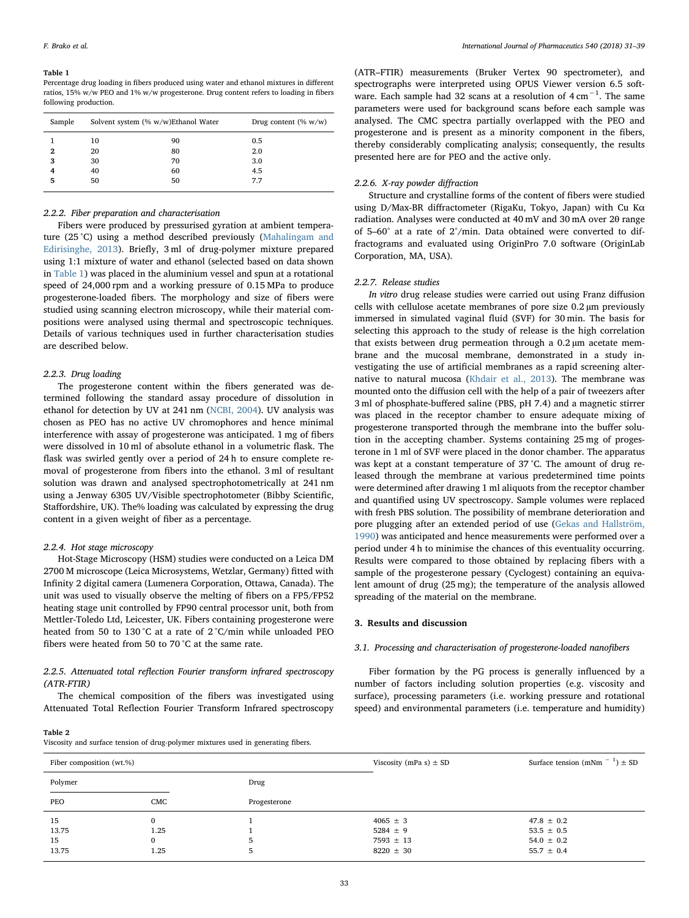**Table 1**
Percentage drug loading in fibers produced using water and ethanol mixtures in different ratios, 15% w/w PEO and 1% w/w progesterone. Drug content refers to loading in fibers following production.

| Sample | Solvent system (% w/w)Ethanol | Water | Drug content (% w/w) |
|---|---|---|---|
| 1 | 10 | 90 | 0.5 |
| **2** | 20 | 80 | 2.0 |
| **3** | 30 | 70 | 3.0 |
| **4** | 40 | 60 | 4.5 |
| **5** | 50 | 50 | 7.7 |

### 2.2.2. Fiber preparation and characterisation

Fibers were produced by pressurised gyration at ambient temperature (25 °C) using a method described previously (Mahalingam and Edirisinghe, 2013). Briefly, 3 ml of drug-polymer mixture prepared using 1:1 mixture of water and ethanol (selected based on data shown in Table 1) was placed in the aluminium vessel and spun at a rotational speed of 24,000 rpm and a working pressure of 0.15 MPa to produce progesterone-loaded fibers. The morphology and size of fibers were studied using scanning electron microscopy, while their material compositions were analysed using thermal and spectroscopic techniques. Details of various techniques used in further characterisation studies are described below.

### 2.2.3. Drug loading

The progesterone content within the fibers generated was determined following the standard assay procedure of dissolution in ethanol for detection by UV at 241 nm (NCBI, 2004). UV analysis was chosen as PEO has no active UV chromophores and hence minimal interference with assay of progesterone was anticipated. 1 mg of fibers were dissolved in 10 ml of absolute ethanol in a volumetric flask. The flask was swirled gently over a period of 24 h to ensure complete removal of progesterone from fibers into the ethanol. 3 ml of resultant solution was drawn and analysed spectrophotometrically at 241 nm using a Jenway 6305 UV/Visible spectrophotometer (Bibby Scientific, Staffordshire, UK). The% loading was calculated by expressing the drug content in a given weight of fiber as a percentage.

### 2.2.4. Hot stage microscopy

Hot-Stage Microscopy (HSM) studies were conducted on a Leica DM 2700 M microscope (Leica Microsystems, Wetzlar, Germany) fitted with Infinity 2 digital camera (Lumenera Corporation, Ottawa, Canada). The unit was used to visually observe the melting of fibers on a FP5/FP52 heating stage unit controlled by FP90 central processor unit, both from Mettler-Toledo Ltd, Leicester, UK. Fibers containing progesterone were heated from 50 to 130 °C at a rate of 2 °C/min while unloaded PEO fibers were heated from 50 to 70 °C at the same rate.

### 2.2.5. Attenuated total reflection Fourier transform infrared spectroscopy (ATR-FTIR)

The chemical composition of the fibers was investigated using Attenuated Total Reflection Fourier Transform Infrared spectroscopy (ATR–FTIR) measurements (Bruker Vertex 90 spectrometer), and spectrographs were interpreted using OPUS Viewer version 6.5 software. Each sample had 32 scans at a resolution of 4 cm$^{-1}$. The same parameters were used for background scans before each sample was analysed. The CMC spectra partially overlapped with the PEO and progesterone and is present as a minority component in the fibers, thereby considerably complicating analysis; consequently, the results presented here are for PEO and the active only.

### 2.2.6. X-ray powder diffraction

Structure and crystalline forms of the content of fibers were studied using D/Max-BR diffractometer (RigaKu, Tokyo, Japan) with Cu Kα radiation. Analyses were conducted at 40 mV and 30 mA over 2θ range of 5–60° at a rate of 2°/min. Data obtained were converted to diffractograms and evaluated using OriginPro 7.0 software (OriginLab Corporation, MA, USA).

### 2.2.7. Release studies

*In vitro* drug release studies were carried out using Franz diffusion cells with cellulose acetate membranes of pore size 0.2 µm previously immersed in simulated vaginal fluid (SVF) for 30 min. The basis for selecting this approach to the study of release is the high correlation that exists between drug permeation through a 0.2 µm acetate membrane and the mucosal membrane, demonstrated in a study investigating the use of artificial membranes as a rapid screening alternative to natural mucosa (Khdair et al., 2013). The membrane was mounted onto the diffusion cell with the help of a pair of tweezers after 3 ml of phosphate-buffered saline (PBS, pH 7.4) and a magnetic stirrer was placed in the receptor chamber to ensure adequate mixing of progesterone transported through the membrane into the buffer solution in the accepting chamber. Systems containing 25 mg of progesterone in 1 ml of SVF were placed in the donor chamber. The apparatus was kept at a constant temperature of 37 °C. The amount of drug released through the membrane at various predetermined time points were determined after drawing 1 ml aliquots from the receptor chamber and quantified using UV spectroscopy. Sample volumes were replaced with fresh PBS solution. The possibility of membrane deterioration and pore plugging after an extended period of use (Gekas and Hallström, 1990) was anticipated and hence measurements were performed over a period under 4 h to minimise the chances of this eventuality occurring. Results were compared to those obtained by replacing fibers with a sample of the progesterone pessary (Cyclogest) containing an equivalent amount of drug (25 mg); the temperature of the analysis allowed spreading of the material on the membrane.

## 3. Results and discussion

### 3.1. Processing and characterisation of progesterone-loaded nanofibers

Fiber formation by the PG process is generally influenced by a number of factors including solution properties (e.g. viscosity and surface), processing parameters (i.e. working pressure and rotational speed) and environmental parameters (i.e. temperature and humidity)

**Table 2**
Viscosity and surface tension of drug-polymer mixtures used in generating fibers.

| Fiber composition (wt.%) | | | Viscosity (mPa s) ± SD | Surface tension (mNm$^{-1}$) ± SD |
|---|---|---|---|---|
| Polymer | | Drug | | |
| PEO | CMC | Progesterone | | |
| 15 | 0 | 1 | 4065 ± 3 | 47.8 ± 0.2 |
| 13.75 | 1.25 | 1 | 5284 ± 9 | 53.5 ± 0.5 |
| 15 | 0 | 5 | 7593 ± 13 | 54.0 ± 0.2 |
| 13.75 | 1.25 | 5 | 8220 ± 30 | 55.7 ± 0.4 |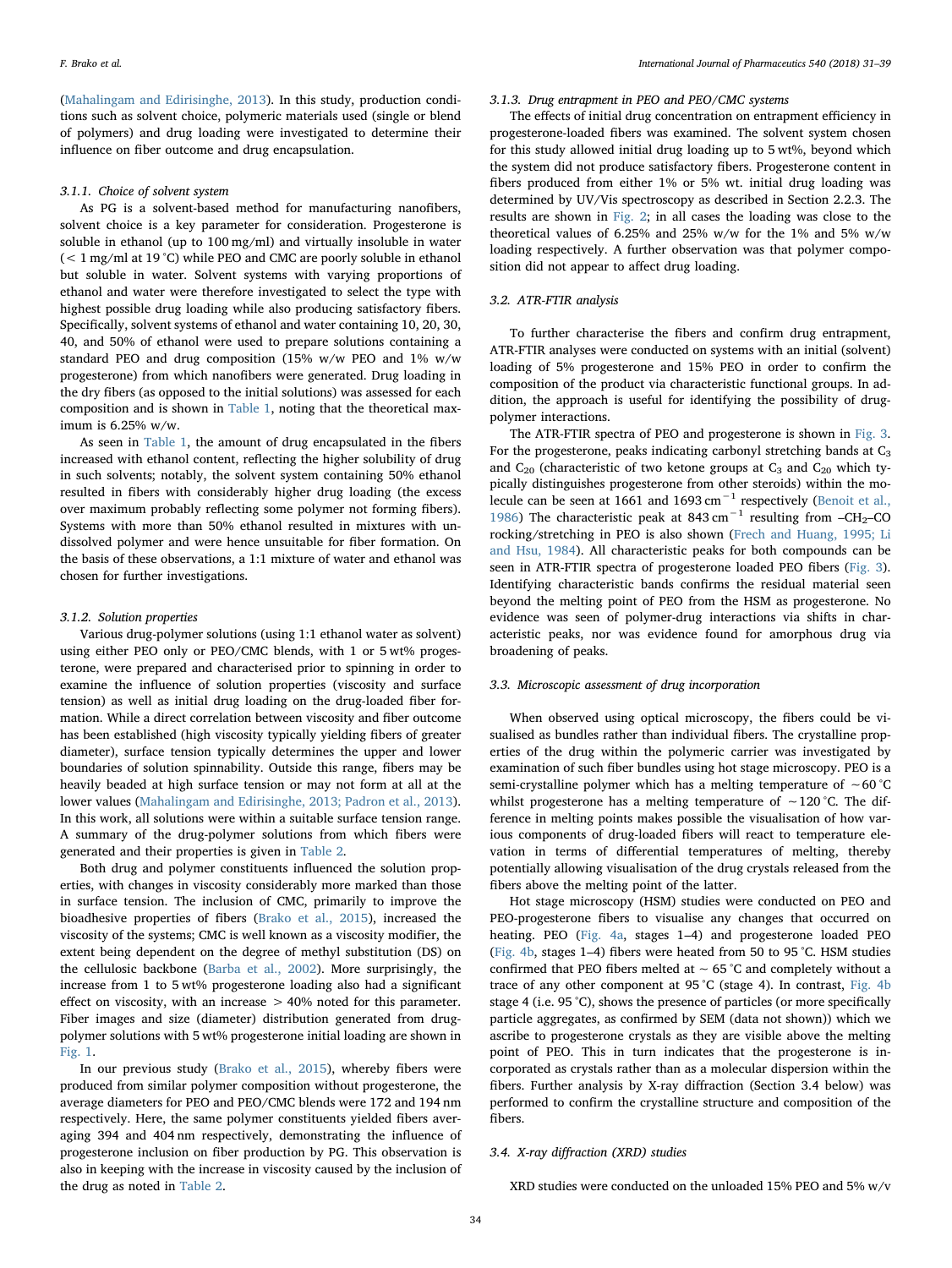(Mahalingam and Edirisinghe, 2013). In this study, production conditions such as solvent choice, polymeric materials used (single or blend of polymers) and drug loading were investigated to determine their influence on fiber outcome and drug encapsulation.

#### 3.1.1. Choice of solvent system

As PG is a solvent-based method for manufacturing nanofibers, solvent choice is a key parameter for consideration. Progesterone is soluble in ethanol (up to 100 mg/ml) and virtually insoluble in water (< 1 mg/ml at 19 °C) while PEO and CMC are poorly soluble in ethanol but soluble in water. Solvent systems with varying proportions of ethanol and water were therefore investigated to select the type with highest possible drug loading while also producing satisfactory fibers. Specifically, solvent systems of ethanol and water containing 10, 20, 30, 40, and 50% of ethanol were used to prepare solutions containing a standard PEO and drug composition (15% w/w PEO and 1% w/w progesterone) from which nanofibers were generated. Drug loading in the dry fibers (as opposed to the initial solutions) was assessed for each composition and is shown in Table 1, noting that the theoretical maximum is 6.25% w/w.

As seen in Table 1, the amount of drug encapsulated in the fibers increased with ethanol content, reflecting the higher solubility of drug in such solvents; notably, the solvent system containing 50% ethanol resulted in fibers with considerably higher drug loading (the excess over maximum probably reflecting some polymer not forming fibers). Systems with more than 50% ethanol resulted in mixtures with undissolved polymer and were hence unsuitable for fiber formation. On the basis of these observations, a 1:1 mixture of water and ethanol was chosen for further investigations.

#### 3.1.2. Solution properties

Various drug-polymer solutions (using 1:1 ethanol water as solvent) using either PEO only or PEO/CMC blends, with 1 or 5 wt% progesterone, were prepared and characterised prior to spinning in order to examine the influence of solution properties (viscosity and surface tension) as well as initial drug loading on the drug-loaded fiber formation. While a direct correlation between viscosity and fiber outcome has been established (high viscosity typically yielding fibers of greater diameter), surface tension typically determines the upper and lower boundaries of solution spinnability. Outside this range, fibers may be heavily beaded at high surface tension or may not form at all at the lower values (Mahalingam and Edirisinghe, 2013; Padron et al., 2013). In this work, all solutions were within a suitable surface tension range. A summary of the drug-polymer solutions from which fibers were generated and their properties is given in Table 2.

Both drug and polymer constituents influenced the solution properties, with changes in viscosity considerably more marked than those in surface tension. The inclusion of CMC, primarily to improve the bioadhesive properties of fibers (Brako et al., 2015), increased the viscosity of the systems; CMC is well known as a viscosity modifier, the extent being dependent on the degree of methyl substitution (DS) on the cellulosic backbone (Barba et al., 2002). More surprisingly, the increase from 1 to 5 wt% progesterone loading also had a significant effect on viscosity, with an increase > 40% noted for this parameter. Fiber images and size (diameter) distribution generated from drug-polymer solutions with 5 wt% progesterone initial loading are shown in Fig. 1.

In our previous study (Brako et al., 2015), whereby fibers were produced from similar polymer composition without progesterone, the average diameters for PEO and PEO/CMC blends were 172 and 194 nm respectively. Here, the same polymer constituents yielded fibers averaging 394 and 404 nm respectively, demonstrating the influence of progesterone inclusion on fiber production by PG. This observation is also in keeping with the increase in viscosity caused by the inclusion of the drug as noted in Table 2.

#### 3.1.3. Drug entrapment in PEO and PEO/CMC systems

The effects of initial drug concentration on entrapment efficiency in progesterone-loaded fibers was examined. The solvent system chosen for this study allowed initial drug loading up to 5 wt%, beyond which the system did not produce satisfactory fibers. Progesterone content in fibers produced from either 1% or 5% wt. initial drug loading was determined by UV/Vis spectroscopy as described in Section 2.2.3. The results are shown in Fig. 2; in all cases the loading was close to the theoretical values of 6.25% and 25% w/w for the 1% and 5% w/w loading respectively. A further observation was that polymer composition did not appear to affect drug loading.

### 3.2. ATR-FTIR analysis

To further characterise the fibers and confirm drug entrapment, ATR-FTIR analyses were conducted on systems with an initial (solvent) loading of 5% progesterone and 15% PEO in order to confirm the composition of the product via characteristic functional groups. In addition, the approach is useful for identifying the possibility of drug-polymer interactions.

The ATR-FTIR spectra of PEO and progesterone is shown in Fig. 3. For the progesterone, peaks indicating carbonyl stretching bands at $C_3$ and $C_{20}$ (characteristic of two ketone groups at $C_3$ and $C_{20}$ which typically distinguishes progesterone from other steroids) within the molecule can be seen at 1661 and 1693 $cm^{-1}$ respectively (Benoit et al., 1986) The characteristic peak at 843 $cm^{-1}$ resulting from –$CH_2$–CO rocking/stretching in PEO is also shown (Frech and Huang, 1995; Li and Hsu, 1984). All characteristic peaks for both compounds can be seen in ATR-FTIR spectra of progesterone loaded PEO fibers (Fig. 3). Identifying characteristic bands confirms the residual material seen beyond the melting point of PEO from the HSM as progesterone. No evidence was seen of polymer-drug interactions via shifts in characteristic peaks, nor was evidence found for amorphous drug via broadening of peaks.

### 3.3. Microscopic assessment of drug incorporation

When observed using optical microscopy, the fibers could be visualised as bundles rather than individual fibers. The crystalline properties of the drug within the polymeric carrier was investigated by examination of such fiber bundles using hot stage microscopy. PEO is a semi-crystalline polymer which has a melting temperature of ~60 °C whilst progesterone has a melting temperature of ~120 °C. The difference in melting points makes possible the visualisation of how various components of drug-loaded fibers will react to temperature elevation in terms of differential temperatures of melting, thereby potentially allowing visualisation of the drug crystals released from the fibers above the melting point of the latter.

Hot stage microscopy (HSM) studies were conducted on PEO and PEO-progesterone fibers to visualise any changes that occurred on heating. PEO (Fig. 4a, stages 1–4) and progesterone loaded PEO (Fig. 4b, stages 1–4) fibers were heated from 50 to 95 °C. HSM studies confirmed that PEO fibers melted at ~ 65 °C and completely without a trace of any other component at 95 °C (stage 4). In contrast, Fig. 4b stage 4 (i.e. 95 °C), shows the presence of particles (or more specifically particle aggregates, as confirmed by SEM (data not shown)) which we ascribe to progesterone crystals as they are visible above the melting point of PEO. This in turn indicates that the progesterone is incorporated as crystals rather than as a molecular dispersion within the fibers. Further analysis by X-ray diffraction (Section 3.4 below) was performed to confirm the crystalline structure and composition of the fibers.

### 3.4. X-ray diffraction (XRD) studies

XRD studies were conducted on the unloaded 15% PEO and 5% w/v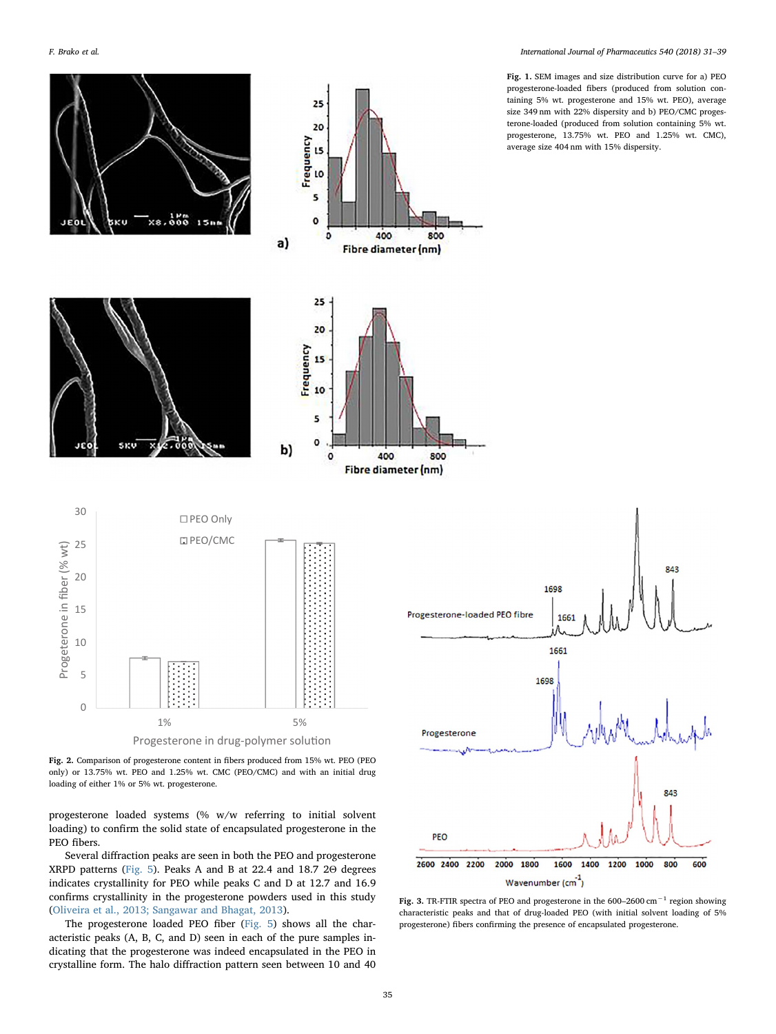**Fig. 1.** SEM images and size distribution curve for a) PEO progesterone-loaded fibers (produced from solution containing 5% wt. progesterone and 15% wt. PEO), average size 349 nm with 22% dispersity and b) PEO/CMC progesterone-loaded (produced from solution containing 5% wt. progesterone, 13.75% wt. PEO and 1.25% wt. CMC), average size 404 nm with 15% dispersity.

**Fig. 2.** Comparison of progesterone content in fibers produced from 15% wt. PEO (PEO only) or 13.75% wt. PEO and 1.25% wt. CMC (PEO/CMC) and with an initial drug loading of either 1% or 5% wt. progesterone.

progesterone loaded systems (% w/w referring to initial solvent loading) to confirm the solid state of encapsulated progesterone in the PEO fibers.

Several diffraction peaks are seen in both the PEO and progesterone XRPD patterns (Fig. 5). Peaks A and B at 22.4 and 18.7 2Θ degrees indicates crystallinity for PEO while peaks C and D at 12.7 and 16.9 confirms crystallinity in the progesterone powders used in this study (Oliveira et al., 2013; Sangawar and Bhagat, 2013).

The progesterone loaded PEO fiber (Fig. 5) shows all the characteristic peaks (A, B, C, and D) seen in each of the pure samples indicating that the progesterone was indeed encapsulated in the PEO in crystalline form. The halo diffraction pattern seen between 10 and 40

**Fig. 3.** TR-FTIR spectra of PEO and progesterone in the 600–2600 $cm^{-1}$ region showing characteristic peaks and that of drug-loaded PEO (with initial solvent loading of 5% progesterone) fibers confirming the presence of encapsulated progesterone.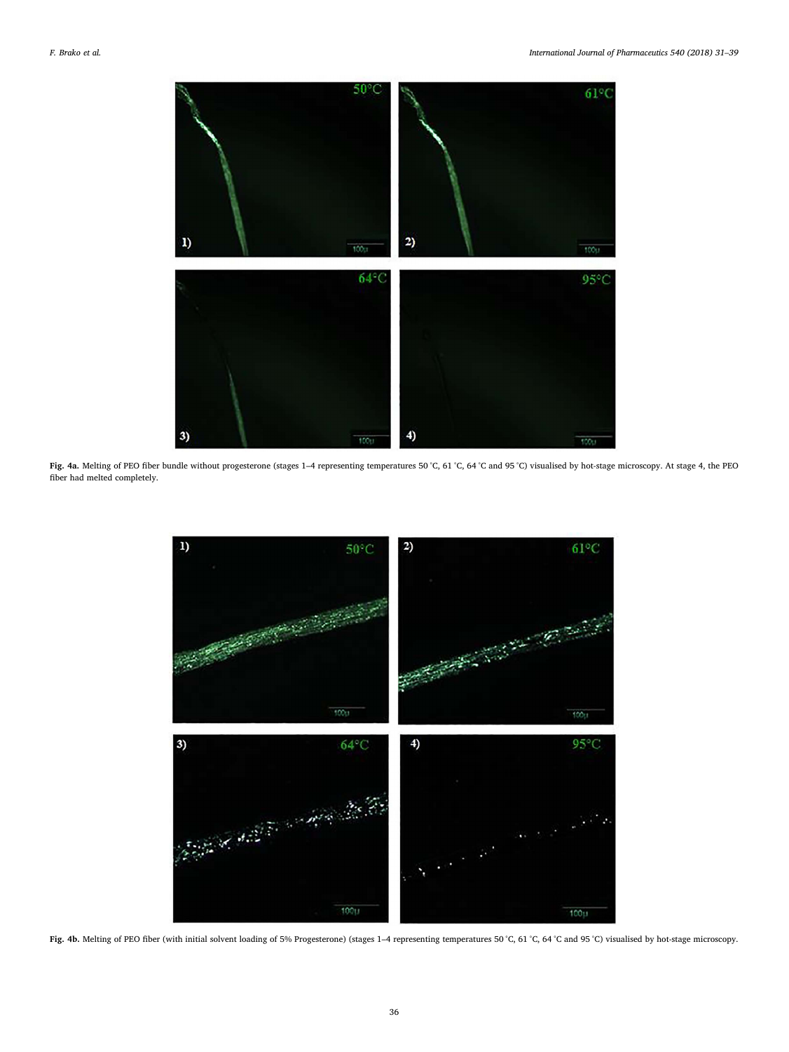**Fig. 4a.** Melting of PEO fiber bundle without progesterone (stages 1–4 representing temperatures 50 °C, 61 °C, 64 °C and 95 °C) visualised by hot-stage microscopy. At stage 4, the PEO fiber had melted completely.

**Fig. 4b.** Melting of PEO fiber (with initial solvent loading of 5% Progesterone) (stages 1–4 representing temperatures 50 °C, 61 °C, 64 °C and 95 °C) visualised by hot-stage microscopy.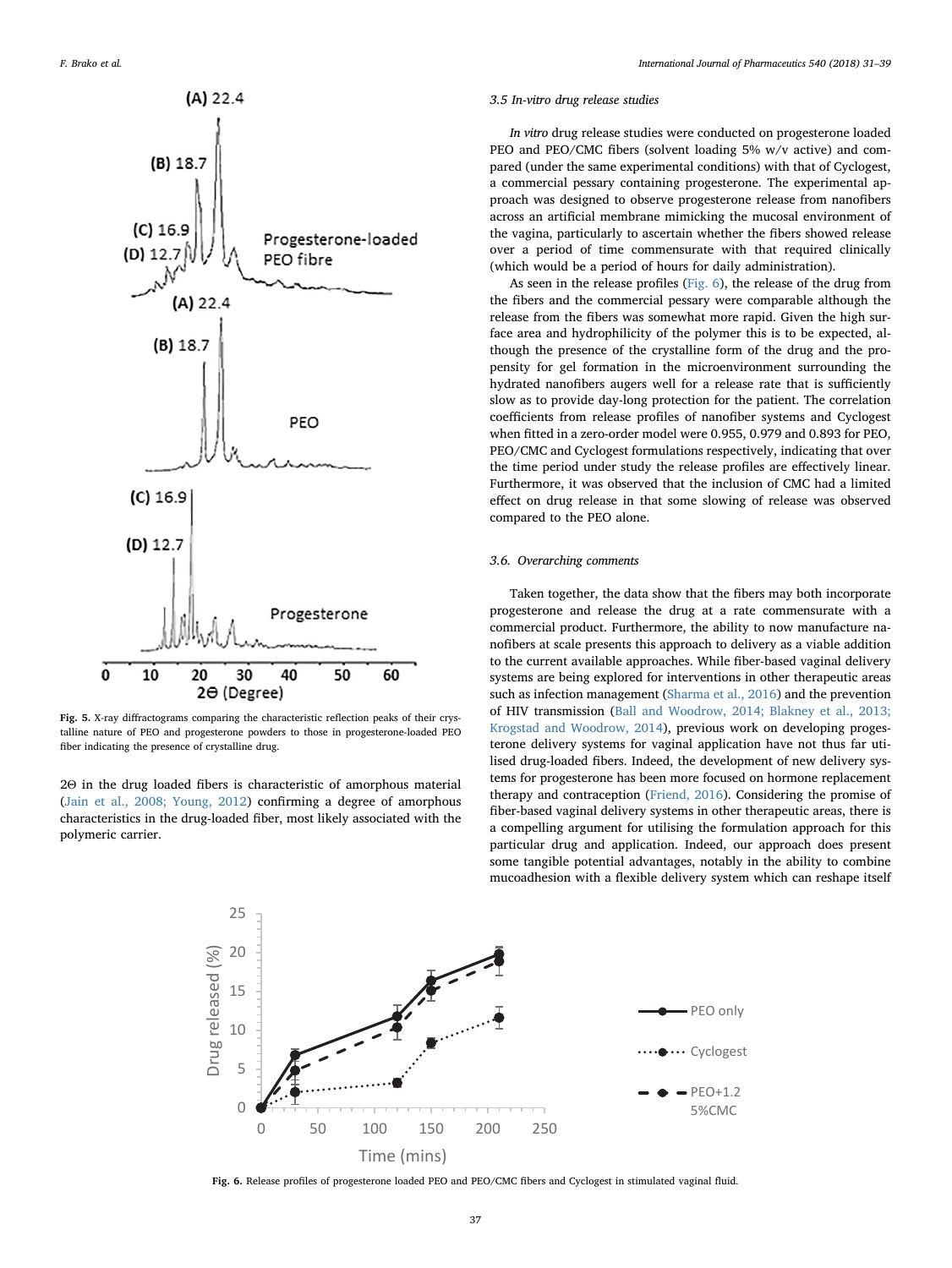Fig. 5. X-ray diffractograms comparing the characteristic reflection peaks of their crystalline nature of PEO and progesterone powders to those in progesterone-loaded PEO fiber indicating the presence of crystalline drug.

2Θ in the drug loaded fibers is characteristic of amorphous material (Jain et al., 2008; Young, 2012) confirming a degree of amorphous characteristics in the drug-loaded fiber, most likely associated with the polymeric carrier.

### 3.5 In-vitro drug release studies

*In vitro* drug release studies were conducted on progesterone loaded PEO and PEO/CMC fibers (solvent loading 5% w/v active) and compared (under the same experimental conditions) with that of Cyclogest, a commercial pessary containing progesterone. The experimental approach was designed to observe progesterone release from nanofibers across an artificial membrane mimicking the mucosal environment of the vagina, particularly to ascertain whether the fibers showed release over a period of time commensurate with that required clinically (which would be a period of hours for daily administration).

As seen in the release profiles (Fig. 6), the release of the drug from the fibers and the commercial pessary were comparable although the release from the fibers was somewhat more rapid. Given the high surface area and hydrophilicity of the polymer this is to be expected, although the presence of the crystalline form of the drug and the propensity for gel formation in the microenvironment surrounding the hydrated nanofibers augers well for a release rate that is sufficiently slow as to provide day-long protection for the patient. The correlation coefficients from release profiles of nanofiber systems and Cyclogest when fitted in a zero-order model were 0.955, 0.979 and 0.893 for PEO, PEO/CMC and Cyclogest formulations respectively, indicating that over the time period under study the release profiles are effectively linear. Furthermore, it was observed that the inclusion of CMC had a limited effect on drug release in that some slowing of release was observed compared to the PEO alone.

### 3.6. Overarching comments

Taken together, the data show that the fibers may both incorporate progesterone and release the drug at a rate commensurate with a commercial product. Furthermore, the ability to now manufacture nanofibers at scale presents this approach to delivery as a viable addition to the current available approaches. While fiber-based vaginal delivery systems are being explored for interventions in other therapeutic areas such as infection management (Sharma et al., 2016) and the prevention of HIV transmission (Ball and Woodrow, 2014; Blakney et al., 2013; Krogstad and Woodrow, 2014), previous work on developing progesterone delivery systems for vaginal application have not thus far utilised drug-loaded fibers. Indeed, the development of new delivery systems for progesterone has been more focused on hormone replacement therapy and contraception (Friend, 2016). Considering the promise of fiber-based vaginal delivery systems in other therapeutic areas, there is a compelling argument for utilising the formulation approach for this particular drug and application. Indeed, our approach does present some tangible potential advantages, notably in the ability to combine mucoadhesion with a flexible delivery system which can reshape itself

Fig. 6. Release profiles of progesterone loaded PEO and PEO/CMC fibers and Cyclogest in stimulated vaginal fluid.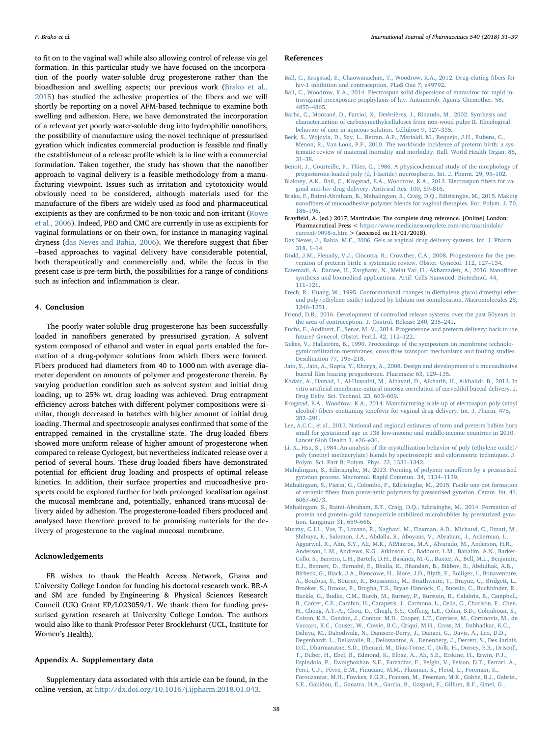to fit on to the vaginal wall while also allowing control of release via gel formation. In this particular study we have focused on the incorporation of the poorly water-soluble drug progesterone rather than the bioadhesion and swelling aspects; our previous work (Brako et al., 2015) has studied the adhesive properties of the fibers and we will shortly be reporting on a novel AFM-based technique to examine both swelling and adhesion. Here, we have demonstrated the incorporation of a relevant yet poorly water-soluble drug into hydrophilic nanofibers, the possibility of manufacture using the novel technique of pressurised gyration which indicates commercial production is feasible and finally the establishment of a release profile which is in line with a commercial formulation. Taken together, the study has shown that the nanofiber approach to vaginal delivery is a feasible methodology from a manufacturing viewpoint. Issues such as irritation and cytotoxicity would obviously need to be considered, although materials used for the manufacture of the fibers are widely used as food and pharmaceutical excipients as they are confirmed to be non-toxic and non-irritant (Rowe et al., 2006). Indeed, PEO and CMC are currently in use as excipients for vaginal formulations or on their own, for instance in managing vaginal dryness (das Neves and Bahia, 2006). We therefore suggest that fiber –based approaches to vaginal delivery have considerable potential, both therapeutically and commercially and, while the focus in the present case is pre-term birth, the possibilities for a range of conditions such as infection and inflammation is clear.

## 4. Conclusion

The poorly water-soluble drug progesterone has been successfully loaded in nanofibers generated by pressurised gyration. A solvent system composed of ethanol and water in equal parts enabled the formation of a drug-polymer solutions from which fibers were formed. Fibers produced had diameters from 40 to 1000 nm with average diameter dependent on amounts of polymer and progesterone therein. By varying production condition such as solvent system and initial drug loading, up to 25% wt. drug loading was achieved. Drug entrapment efficiency across batches with different polymer compositions were similar, though decreased in batches with higher amount of initial drug loading. Thermal and spectroscopic analyses confirmed that some of the entrapped remained in the crystalline state. The drug-loaded fibers showed more uniform release of higher amount of progesterone when compared to release Cyclogest, but nevertheless indicated release over a period of several hours. These drug-loaded fibers have demonstrated potential for efficient drug loading and prospects of optimal release kinetics. In addition, their surface properties and mucoadhesive prospects could be explored further for both prolonged localisation against the mucosal membrane and, potentially, enhanced trans-mucosal delivery aided by adhesion. The progesterone-loaded fibers produced and analysed have therefore proved to be promising materials for the delivery of progesterone to the vaginal mucosal membrane.

## Acknowledgements

FB wishes to thank the Health Access Network, Ghana and University College London for funding his doctoral research work. BR-A and SM are funded by Engineering & Physical Sciences Research Council (UK) Grant EP/L023059/1. We thank them for funding pressurised gyration research at University College London. The authors would also like to thank Professor Peter Brocklehurst (UCL, Institute for Women's Health).

## Appendix A. Supplementary data

Supplementary data associated with this article can be found, in the online version, at http://dx.doi.org/10.1016/j.ijpharm.2018.01.043.

## References

Ball, C., Krogstad, E., Chaowanachan, T., Woodrow, K.A., 2012. Drug-eluting fibers for hiv-1 inhibition and contraception. PLoS One 7, e49792.

Ball, C., Woodrow, K.A., 2014. Electrospun solid dispersions of maraviroc for rapid intravaginal preexposure prophylaxis of hiv. Antimicrob. Agents Chemother. 58, 4855–4865.

Barba, C., Montané, D., Farriol, X., Desbrières, J., Rinaudo, M., 2002. Synthesis and characterization of carboxymethylcelluloses from non-wood pulps II. Rheological behavior of cmc in aqueous solution. Cellulose 9, 327–335.

Beck, S., Wojdyla, D., Say, L., Betran, A.P., Merialdi, M., Requejo, J.H., Rubens, C., Menon, R., Van Look, P.F., 2010. The worldwide incidence of preterm birth: a systematic review of maternal mortality and morbidity. Bull. World Health Organ. 88, 31–38.

Benoit, J., Courteille, F., Thies, C., 1986. A physicochemical study of the morphology of progesterone-loaded poly (d, l-lactide) microspheres. Int. J. Pharm. 29, 95–102.

Blakney, A.K., Ball, C., Krogstad, E.A., Woodrow, K.A., 2013. Electrospun fibers for vaginal anti-hiv drug delivery. Antiviral Res. 100, S9–S16.

Brako, F., Raimi-Abraham, B., Mahalingam, S., Craig, D.Q., Edirisinghe, M., 2015. Making nanofibers of mucoadhesive polymer blends for vaginal therapies. Eur. Polym. J. 70, 186–196.

Brayfield, A. (ed.) 2017, Martindale: The complete drug reference. [Online] London: Pharmaceutical Press < https://www.medicinescomplete.com/mc/martindale/current/9098-x.htm > (accessed on 11/01/2018).

Das Neves, J., Bahia, M.F., 2006. Gels as vaginal drug delivery systems. Int. J. Pharm. 318, 1–14.

Dodd, J.M., Flenady, V.J., Cincotta, R., Crowther, C.A., 2008. Progesterone for the prevention of preterm birth: a systematic review. Obstet. Gynecol. 112, 127–134.

Eatemadi, A., Daraee, H., Zarghami, N., Melat Yar, H., Akbarzadeh, A., 2016. Nanofiber: synthesis and biomedical applications. Artif. Cells Nanomed. Biotechnol. 44, 111–121.

Frech, R., Huang, W., 1995. Conformational changes in diethylene glycol dimethyl ether and poly (ethylene oxide) induced by lithium ion complexation. Macromolecules 28, 1246–1251.

Friend, D.R., 2016. Development of controlled release systems over the past 50years in the area of contraception. J. Control. Release 240, 235–241.

Fuchs, F., Audibert, F., Senat, M.-V., 2014. Progesterone and preterm delivery: back to the future? Gynecol. Obstet. Fertil. 42, 112–122.

Gekas, V., Hallström, B., 1990. Proceedings of the symposium on membrane technology-gymicrofiltration membranes, cross-flow transport mechanisms and fouling studies. Desalination 77, 195–218.

Jain, S., Jain, A., Gupta, Y., Kharya, A., 2008. Design and development of a mucoadhesive buccal film bearing progesterone. Pharmazie 63, 129–135.

Khdair, A., Hamad, I., Al-Hussaini, M., Albayati, D., Alkhatib, H., Alkhalidi, B., 2013. In vitro artificial membrane-natural mucosa correlation of carvedilol buccal delivery. J. Drug Deliv. Sci. Technol. 23, 603–609.

Krogstad, E.A., Woodrow, K.A., 2014. Manufacturing scale-up of electrospun poly (vinyl alcohol) fibers containing tenofovir for vaginal drug delivery. Int. J. Pharm. 475, 282–291.

Lee, A.C.C., et al., 2013. National and regional estimates of term and preterm babies born small for gestational age in 138 low-income and middle-income countries in 2010. Lancet Glob Health 1, e26–e36.

Li, X., Hsu, S., 1984. An analysis of the crystallization behavior of poly (ethylene oxide)/poly (methyl methacrylate) blends by spectroscopic and calorimetric techniques. J. Polym. Sci. Part B: Polym. Phys. 22, 1331–1342.

Mahalingam, S., Edirisinghe, M., 2013. Forming of polymer nanofibers by a pressurised gyration process. Macromol. Rapid Commun. 34, 1134–1139.

Mahalingam, S., Pierin, G., Colombo, P., Edirisinghe, M., 2015. Facile one-pot formation of ceramic fibers from preceramic polymers by pressurised gyration. Ceram. Int. 41, 6067–6073.

Mahalingam, S., Raimi-Abraham, B.T., Craig, D.Q., Edirisinghe, M., 2014. Formation of protein and protein–gold nanoparticle stabilized microbubbles by pressurized gyration. Langmuir 31, 659–666.

Murray, C.J.L., Vos, T., Lozano, R., Naghavi, M., Flaxman, A.D., Michaud, C., Ezzati, M., Shibuya, K., Salomon, J.A., Abdalla, S., Aboyans, V., Abraham, J., Ackerman, I., Aggarwal, R., Ahn, S.Y., Ali, M.K., AlMazroa, M.A., Alvarado, M., Anderson, H.R., Anderson, L.M., Andrews, K.G., Atkinson, C., Baddour, L.M., Bahalim, A.N., Barker-Collo, S., Barrero, L.H., Bartels, D.H., Basáñez, M.-G., Baxter, A., Bell, M.L., Benjamin, E.J., Bennett, D., Bernabé, E., Bhalla, K., Bhandari, B., Bikbov, B., Abdulhak, A.B., Birbeck, G., Black, J.A., Blencowe, H., Blore, J.D., Blyth, F., Bolliger, I., Bonaventure, A., Boufous, S., Bourne, R., Boussinesq, M., Braithwaite, T., Brayne, C., Bridgett, L., Brooker, S., Brooks, P., Brugha, T.S., Bryan-Hancock, C., Bucello, C., Buchbinder, R., Buckle, G., Budke, C.M., Burch, M., Burney, P., Burstein, R., Calabria, B., Campbell, B., Canter, C.E., Carabin, H., Carapetis, J., Carmona, L., Cella, C., Charlson, F., Chen, H., Cheng, A.T.-A., Chou, D., Chugh, S.S., Coffeng, L.E., Colan, S.D., Colquhoun, S., Colson, K.E., Condon, J., Connor, M.D., Cooper, L.T., Corriere, M., Cortinovis, M., de Vaccaro, K.C., Couser, W., Cowie, B.C., Criqui, M.H., Cross, M., Dabhadkar, K.C., Dahiya, M., Dahodwala, N., Damsere-Derry, J., Danaei, G., Davis, A., Leo, D.D., Degenhardt, L., Dellavalle, R., Delossantos, A., Denenberg, J., Derrett, S., Des Jarlais, D.C., Dharmaratne, S.D., Dherani, M., Diaz-Torne, C., Dolk, H., Dorsey, E.R., Driscoll, T., Duber, H., Ebel, B., Edmond, K., Elbaz, A., Ali, S.E., Erskine, H., Erwin, P.J., Espindola, P., Ewoigbokhan, S.E., Farzadfar, F., Feigin, V., Felson, D.T., Ferrari, A., Ferri, C.P., Fèvre, E.M., Finucane, M.M., Flaxman, S., Flood, L., Foreman, K., Forouzanfar, M.H., Fowkes, F.G.R., Fransen, M., Freeman, M.K., Gabbe, B.J., Gabriel, S.E., Gakidou, E., Ganatra, H.A., Garcia, B., Gaspari, F., Gillum, R.F., Gmel, G.,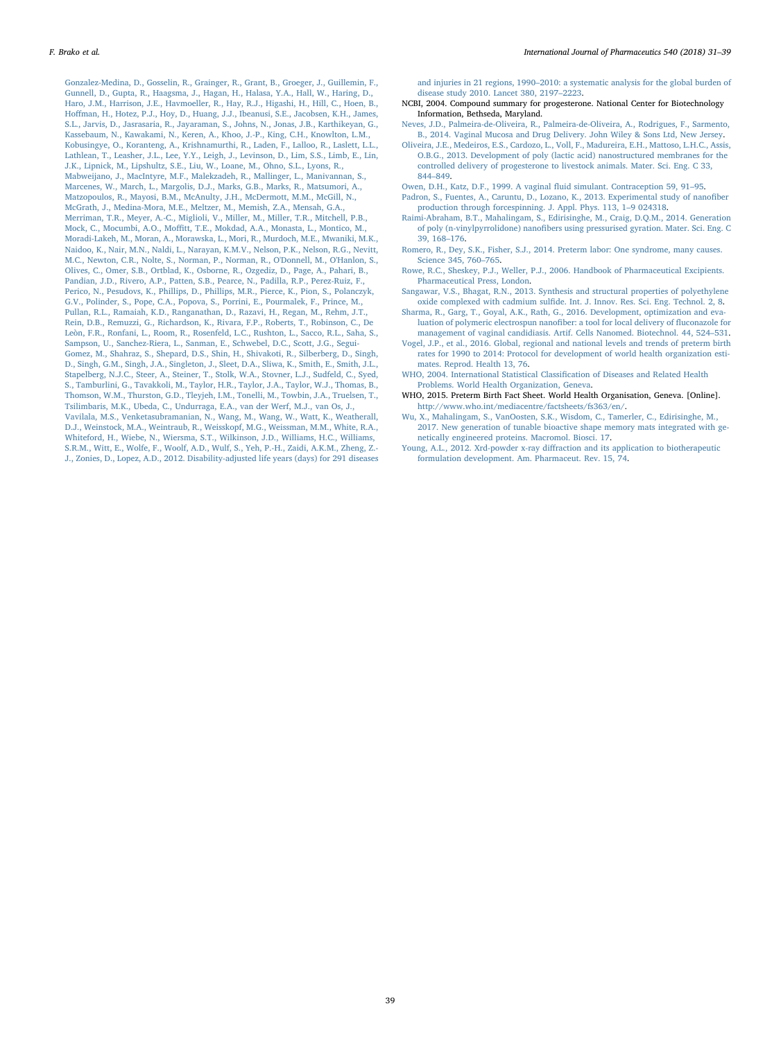Gonzalez-Medina, D., Gosselin, R., Grainger, R., Grant, B., Groeger, J., Guillemin, F., Gunnell, D., Gupta, R., Haagsma, J., Hagan, H., Halasa, Y.A., Hall, W., Haring, D., Haro, J.M., Harrison, J.E., Havmoeller, R., Hay, R.J., Higashi, H., Hill, C., Hoen, B., Hoffman, H., Hotez, P.J., Hoy, D., Huang, J.J., Ibeanusi, S.E., Jacobsen, K.H., James, S.L., Jarvis, D., Jasrasaria, R., Jayaraman, S., Johns, N., Jonas, J.B., Karthikeyan, G., Kassebaum, N., Kawakami, N., Keren, A., Khoo, J.-P., King, C.H., Knowlton, L.M., Kobusingye, O., Koranteng, A., Krishnamurthi, R., Laden, F., Lalloo, R., Laslett, L.L., Lathlean, T., Leasher, J.L., Lee, Y.Y., Leigh, J., Levinson, D., Lim, S.S., Limb, E., Lin, J.K., Lipnick, M., Lipshultz, S.E., Liu, W., Loane, M., Ohno, S.L., Lyons, R., Mabweijano, J., MacIntyre, M.F., Malekzadeh, R., Mallinger, L., Manivannan, S., Marcenes, W., March, L., Margolis, D.J., Marks, G.B., Marks, R., Matsumori, A., Matzopoulos, R., Mayosi, B.M., McAnulty, J.H., McDermott, M.M., McGill, N., McGrath, J., Medina-Mora, M.E., Meltzer, M., Memish, Z.A., Mensah, G.A., Merriman, T.R., Meyer, A.-C., Miglioli, V., Miller, M., Miller, T.R., Mitchell, P.B., Mock, C., Mocumbi, A.O., Moffitt, T.E., Mokdad, A.A., Monasta, L., Montico, M., Moradi-Lakeh, M., Moran, A., Morawska, L., Mori, R., Murdoch, M.E., Mwaniki, M.K., Naidoo, K., Nair, M.N., Naldi, L., Narayan, K.M.V., Nelson, P.K., Nelson, R.G., Nevitt, M.C., Newton, C.R., Nolte, S., Norman, P., Norman, R., O'Donnell, M., O'Hanlon, S., Olives, C., Omer, S.B., Ortblad, K., Osborne, R., Ozgediz, D., Page, A., Pahari, B., Pandian, J.D., Rivero, A.P., Patten, S.B., Pearce, N., Padilla, R.P., Perez-Ruiz, F., Perico, N., Pesudovs, K., Phillips, D., Phillips, M.R., Pierce, K., Pion, S., Polanczyk, G.V., Polinder, S., Pope, C.A., Popova, S., Porrini, E., Pourmalek, F., Prince, M., Pullan, R.L., Ramaiah, K.D., Ranganathan, D., Razavi, H., Regan, M., Rehm, J.T., Rein, D.B., Remuzzi, G., Richardson, K., Rivara, F.P., Roberts, T., Robinson, C., De Leòn, F.R., Ronfani, L., Room, R., Rosenfeld, L.C., Rushton, L., Sacco, R.L., Saha, S., Sampson, U., Sanchez-Riera, L., Sanman, E., Schwebel, D.C., Scott, J.G., Segui-Gomez, M., Shahraz, S., Shepard, D.S., Shin, H., Shivakoti, R., Silberberg, D., Singh, D., Singh, G.M., Singh, J.A., Singleton, J., Sleet, D.A., Sliwa, K., Smith, E., Smith, J.L., Stapelberg, N.J.C., Steer, A., Steiner, T., Stolk, W.A., Stovner, L.J., Sudfeld, C., Syed, S., Tamburlini, G., Tavakkoli, M., Taylor, H.R., Taylor, J.A., Taylor, W.J., Thomas, B., Thomson, W.M., Thurston, G.D., Tleyjeh, I.M., Tonelli, M., Towbin, J.A., Truelsen, T., Tsilimbaris, M.K., Ubeda, C., Undurraga, E.A., van der Werf, M.J., van Os, J., Vavilala, M.S., Venketasubramanian, N., Wang, M., Wang, W., Watt, K., Weatherall, D.J., Weinstock, M.A., Weintraub, R., Weisskopf, M.G., Weissman, M.M., White, R.A., Whiteford, H., Wiebe, N., Wiersma, S.T., Wilkinson, J.D., Williams, H.C., Williams, S.R.M., Witt, E., Wolfe, F., Woolf, A.D., Wulf, S., Yeh, P.-H., Zaidi, A.K.M., Zheng, Z.-J., Zonies, D., Lopez, A.D., 2012. Disability-adjusted life years (days) for 291 diseases and injuries in 21 regions, 1990–2010: a systematic analysis for the global burden of disease study 2010. Lancet 380, 2197–2223.

NCBI, 2004. Compound summary for progesterone. National Center for Biotechnology Information, Bethseda, Maryland.

Neves, J.D., Palmeira-de-Oliveira, R., Palmeira-de-Oliveira, A., Rodrigues, F., Sarmento, B., 2014. Vaginal Mucosa and Drug Delivery. John Wiley & Sons Ltd, New Jersey.

Oliveira, J.E., Medeiros, E.S., Cardozo, L., Voll, F., Madureira, E.H., Mattoso, L.H.C., Assis, O.B.G., 2013. Development of poly (lactic acid) nanostructured membranes for the controlled delivery of progesterone to livestock animals. Mater. Sci. Eng. C 33, 844–849.

Owen, D.H., Katz, D.F., 1999. A vaginal fluid simulant. Contraception 59, 91–95.

Padron, S., Fuentes, A., Caruntu, D., Lozano, K., 2013. Experimental study of nanofiber production through forcespinning. J. Appl. Phys. 113, 1–9 024318.

Raimi-Abraham, B.T., Mahalingam, S., Edirisinghe, M., Craig, D.Q.M., 2014. Generation of poly (n-vinylpyrrolidone) nanofibers using pressurised gyration. Mater. Sci. Eng. C 39, 168–176.

Romero, R., Dey, S.K., Fisher, S.J., 2014. Preterm labor: One syndrome, many causes. Science 345, 760–765.

Rowe, R.C., Sheskey, P.J., Weller, P.J., 2006. Handbook of Pharmaceutical Excipients. Pharmaceutical Press, London.

Sangawar, V.S., Bhagat, R.N., 2013. Synthesis and structural properties of polyethylene oxide complexed with cadmium sulfide. Int. J. Innov. Res. Sci. Eng. Technol. 2, 8.

Sharma, R., Garg, T., Goyal, A.K., Rath, G., 2016. Development, optimization and evaluation of polymeric electrospun nanofiber: a tool for local delivery of fluconazole for management of vaginal candidiasis. Artif. Cells Nanomed. Biotechnol. 44, 524–531.

Vogel, J.P., et al., 2016. Global, regional and national levels and trends of preterm birth rates for 1990 to 2014: Protocol for development of world health organization estimates. Reprod. Health 13, 76.

WHO, 2004. International Statistical Classification of Diseases and Related Health Problems. World Health Organization, Geneva.

WHO, 2015. Preterm Birth Fact Sheet. World Health Organisation, Geneva. [Online]. http://www.who.int/mediacentre/factsheets/fs363/en/.

Wu, X., Mahalingam, S., VanOosten, S.K., Wisdom, C., Tamerler, C., Edirisinghe, M., 2017. New generation of tunable bioactive shape memory mats integrated with genetically engineered proteins. Macromol. Biosci. 17.

Young, A.L., 2012. Xrd-powder x-ray diffraction and its application to biotherapeutic formulation development. Am. Pharmaceut. Rev. 15, 74.